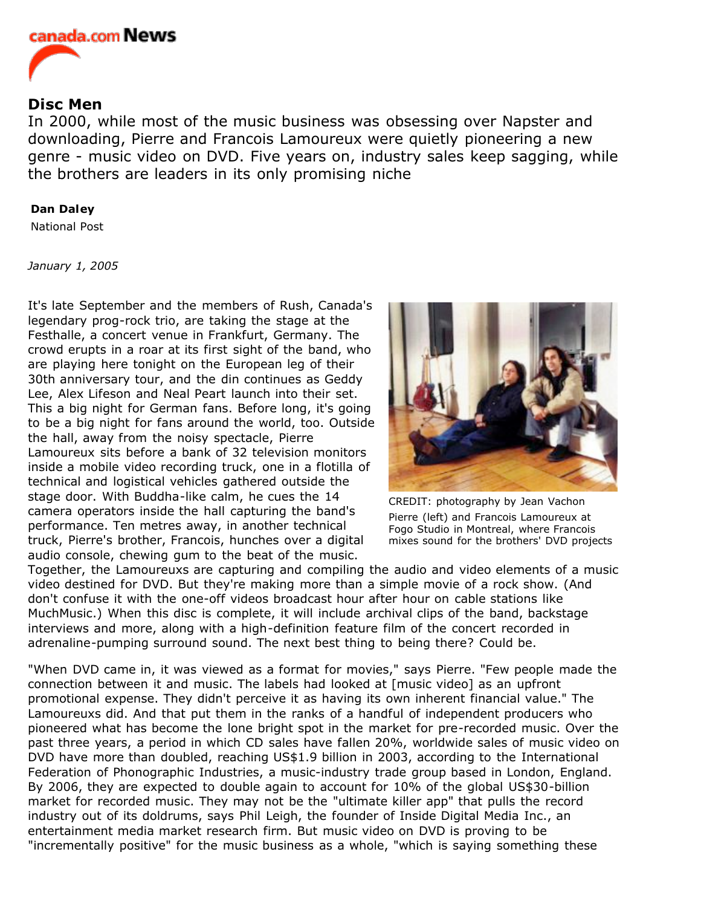canada.com News

# Disc Men

In 2000, while most of the music business was obsessing over Napster and downloading, Pierre and Francois Lamoureux were quietly pioneering a new genre - music video on DVD. Five years on, industry sales keep sagging, while the brothers are leaders in its only promising niche

**Dan Daley**
National Post

*January 1, 2005*

It's late September and the members of Rush, Canada's legendary prog-rock trio, are taking the stage at the Festhalle, a concert venue in Frankfurt, Germany. The crowd erupts in a roar at its first sight of the band, who are playing here tonight on the European leg of their 30th anniversary tour, and the din continues as Geddy Lee, Alex Lifeson and Neal Peart launch into their set. This a big night for German fans. Before long, it's going to be a big night for fans around the world, too. Outside the hall, away from the noisy spectacle, Pierre Lamoureux sits before a bank of 32 television monitors inside a mobile video recording truck, one in a flotilla of technical and logistical vehicles gathered outside the stage door. With Buddha-like calm, he cues the 14 camera operators inside the hall capturing the band's performance. Ten metres away, in another technical truck, Pierre's brother, Francois, hunches over a digital audio console, chewing gum to the beat of the music. Together, the Lamoureuxs are capturing and compiling the audio and video elements of a music video destined for DVD. But they're making more than a simple movie of a rock show. (And don't confuse it with the one-off videos broadcast hour after hour on cable stations like MuchMusic.) When this disc is complete, it will include archival clips of the band, backstage interviews and more, along with a high-definition feature film of the concert recorded in adrenaline-pumping surround sound. The next best thing to being there? Could be.

CREDIT: photography by Jean Vachon
Pierre (left) and Francois Lamoureux at Fogo Studio in Montreal, where Francois mixes sound for the brothers' DVD projects

"When DVD came in, it was viewed as a format for movies," says Pierre. "Few people made the connection between it and music. The labels had looked at [music video] as an upfront promotional expense. They didn't perceive it as having its own inherent financial value." The Lamoureuxs did. And that put them in the ranks of a handful of independent producers who pioneered what has become the lone bright spot in the market for pre-recorded music. Over the past three years, a period in which CD sales have fallen 20%, worldwide sales of music video on DVD have more than doubled, reaching US$1.9 billion in 2003, according to the International Federation of Phonographic Industries, a music-industry trade group based in London, England. By 2006, they are expected to double again to account for 10% of the global US$30-billion market for recorded music. They may not be the "ultimate killer app" that pulls the record industry out of its doldrums, says Phil Leigh, the founder of Inside Digital Media Inc., an entertainment media market research firm. But music video on DVD is proving to be "incrementally positive" for the music business as a whole, "which is saying something these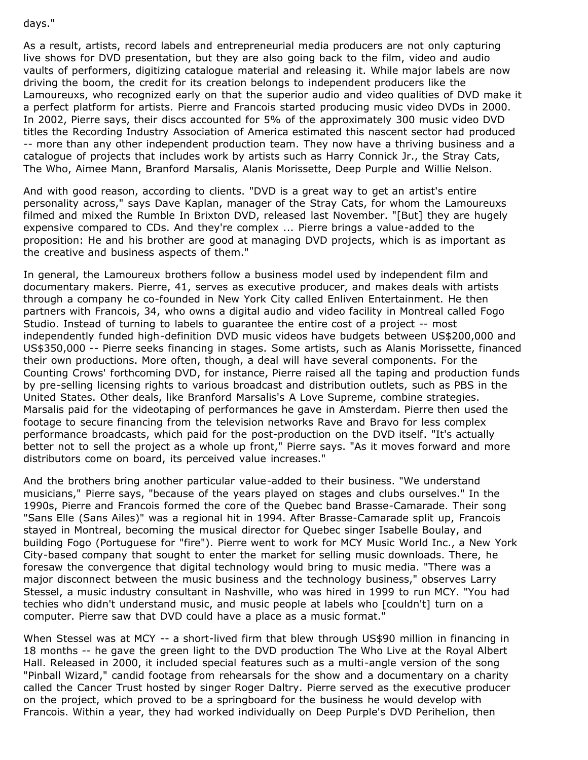days."

As a result, artists, record labels and entrepreneurial media producers are not only capturing live shows for DVD presentation, but they are also going back to the film, video and audio vaults of performers, digitizing catalogue material and releasing it. While major labels are now driving the boom, the credit for its creation belongs to independent producers like the Lamoureuxs, who recognized early on that the superior audio and video qualities of DVD make it a perfect platform for artists. Pierre and Francois started producing music video DVDs in 2000. In 2002, Pierre says, their discs accounted for 5% of the approximately 300 music video DVD titles the Recording Industry Association of America estimated this nascent sector had produced -- more than any other independent production team. They now have a thriving business and a catalogue of projects that includes work by artists such as Harry Connick Jr., the Stray Cats, The Who, Aimee Mann, Branford Marsalis, Alanis Morissette, Deep Purple and Willie Nelson.

And with good reason, according to clients. "DVD is a great way to get an artist's entire personality across," says Dave Kaplan, manager of the Stray Cats, for whom the Lamoureuxs filmed and mixed the Rumble In Brixton DVD, released last November. "[But] they are hugely expensive compared to CDs. And they're complex ... Pierre brings a value-added to the proposition: He and his brother are good at managing DVD projects, which is as important as the creative and business aspects of them."

In general, the Lamoureux brothers follow a business model used by independent film and documentary makers. Pierre, 41, serves as executive producer, and makes deals with artists through a company he co-founded in New York City called Enliven Entertainment. He then partners with Francois, 34, who owns a digital audio and video facility in Montreal called Fogo Studio. Instead of turning to labels to guarantee the entire cost of a project -- most independently funded high-definition DVD music videos have budgets between US$200,000 and US$350,000 -- Pierre seeks financing in stages. Some artists, such as Alanis Morissette, financed their own productions. More often, though, a deal will have several components. For the Counting Crows' forthcoming DVD, for instance, Pierre raised all the taping and production funds by pre-selling licensing rights to various broadcast and distribution outlets, such as PBS in the United States. Other deals, like Branford Marsalis's A Love Supreme, combine strategies. Marsalis paid for the videotaping of performances he gave in Amsterdam. Pierre then used the footage to secure financing from the television networks Rave and Bravo for less complex performance broadcasts, which paid for the post-production on the DVD itself. "It's actually better not to sell the project as a whole up front," Pierre says. "As it moves forward and more distributors come on board, its perceived value increases."

And the brothers bring another particular value-added to their business. "We understand musicians," Pierre says, "because of the years played on stages and clubs ourselves." In the 1990s, Pierre and Francois formed the core of the Quebec band Brasse-Camarade. Their song "Sans Elle (Sans Ailes)" was a regional hit in 1994. After Brasse-Camarade split up, Francois stayed in Montreal, becoming the musical director for Quebec singer Isabelle Boulay, and building Fogo (Portuguese for "fire"). Pierre went to work for MCY Music World Inc., a New York City-based company that sought to enter the market for selling music downloads. There, he foresaw the convergence that digital technology would bring to music media. "There was a major disconnect between the music business and the technology business," observes Larry Stessel, a music industry consultant in Nashville, who was hired in 1999 to run MCY. "You had techies who didn't understand music, and music people at labels who [couldn't] turn on a computer. Pierre saw that DVD could have a place as a music format."

When Stessel was at MCY -- a short-lived firm that blew through US$90 million in financing in 18 months -- he gave the green light to the DVD production The Who Live at the Royal Albert Hall. Released in 2000, it included special features such as a multi-angle version of the song "Pinball Wizard," candid footage from rehearsals for the show and a documentary on a charity called the Cancer Trust hosted by singer Roger Daltry. Pierre served as the executive producer on the project, which proved to be a springboard for the business he would develop with Francois. Within a year, they had worked individually on Deep Purple's DVD Perihelion, then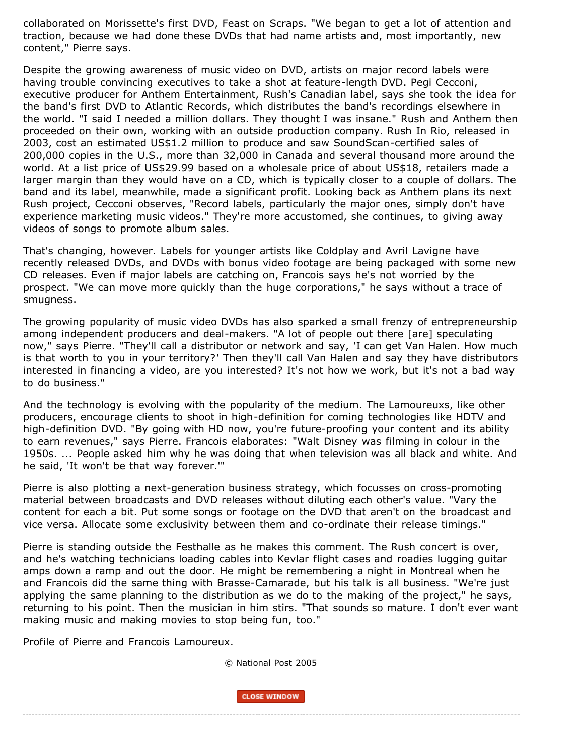collaborated on Morissette's first DVD, Feast on Scraps. "We began to get a lot of attention and traction, because we had done these DVDs that had name artists and, most importantly, new content," Pierre says.

Despite the growing awareness of music video on DVD, artists on major record labels were having trouble convincing executives to take a shot at feature-length DVD. Pegi Cecconi, executive producer for Anthem Entertainment, Rush's Canadian label, says she took the idea for the band's first DVD to Atlantic Records, which distributes the band's recordings elsewhere in the world. "I said I needed a million dollars. They thought I was insane." Rush and Anthem then proceeded on their own, working with an outside production company. Rush In Rio, released in 2003, cost an estimated US$1.2 million to produce and saw SoundScan-certified sales of 200,000 copies in the U.S., more than 32,000 in Canada and several thousand more around the world. At a list price of US$29.99 based on a wholesale price of about US$18, retailers made a larger margin than they would have on a CD, which is typically closer to a couple of dollars. The band and its label, meanwhile, made a significant profit. Looking back as Anthem plans its next Rush project, Cecconi observes, "Record labels, particularly the major ones, simply don't have experience marketing music videos." They're more accustomed, she continues, to giving away videos of songs to promote album sales.

That's changing, however. Labels for younger artists like Coldplay and Avril Lavigne have recently released DVDs, and DVDs with bonus video footage are being packaged with some new CD releases. Even if major labels are catching on, Francois says he's not worried by the prospect. "We can move more quickly than the huge corporations," he says without a trace of smugness.

The growing popularity of music video DVDs has also sparked a small frenzy of entrepreneurship among independent producers and deal-makers. "A lot of people out there [are] speculating now," says Pierre. "They'll call a distributor or network and say, 'I can get Van Halen. How much is that worth to you in your territory?' Then they'll call Van Halen and say they have distributors interested in financing a video, are you interested? It's not how we work, but it's not a bad way to do business."

And the technology is evolving with the popularity of the medium. The Lamoureuxs, like other producers, encourage clients to shoot in high-definition for coming technologies like HDTV and high-definition DVD. "By going with HD now, you're future-proofing your content and its ability to earn revenues," says Pierre. Francois elaborates: "Walt Disney was filming in colour in the 1950s. ... People asked him why he was doing that when television was all black and white. And he said, 'It won't be that way forever.'"

Pierre is also plotting a next-generation business strategy, which focusses on cross-promoting material between broadcasts and DVD releases without diluting each other's value. "Vary the content for each a bit. Put some songs or footage on the DVD that aren't on the broadcast and vice versa. Allocate some exclusivity between them and co-ordinate their release timings."

Pierre is standing outside the Festhalle as he makes this comment. The Rush concert is over, and he's watching technicians loading cables into Kevlar flight cases and roadies lugging guitar amps down a ramp and out the door. He might be remembering a night in Montreal when he and Francois did the same thing with Brasse-Camarade, but his talk is all business. "We're just applying the same planning to the distribution as we do to the making of the project," he says, returning to his point. Then the musician in him stirs. "That sounds so mature. I don't ever want making music and making movies to stop being fun, too."

Profile of Pierre and Francois Lamoureux.

© National Post 2005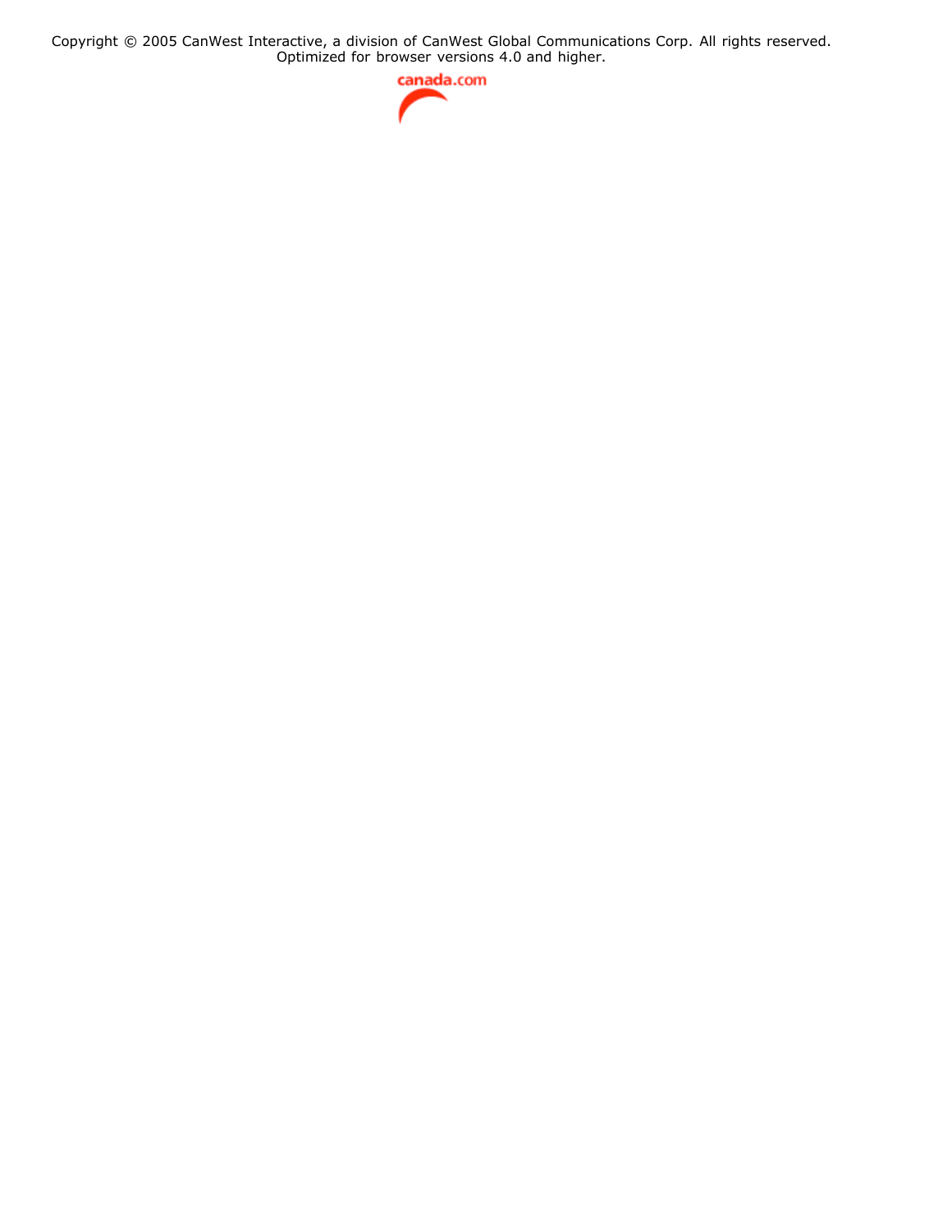Copyright © 2005 CanWest Interactive, a division of CanWest Global Communications Corp. All rights reserved.
Optimized for browser versions 4.0 and higher.

canada.com